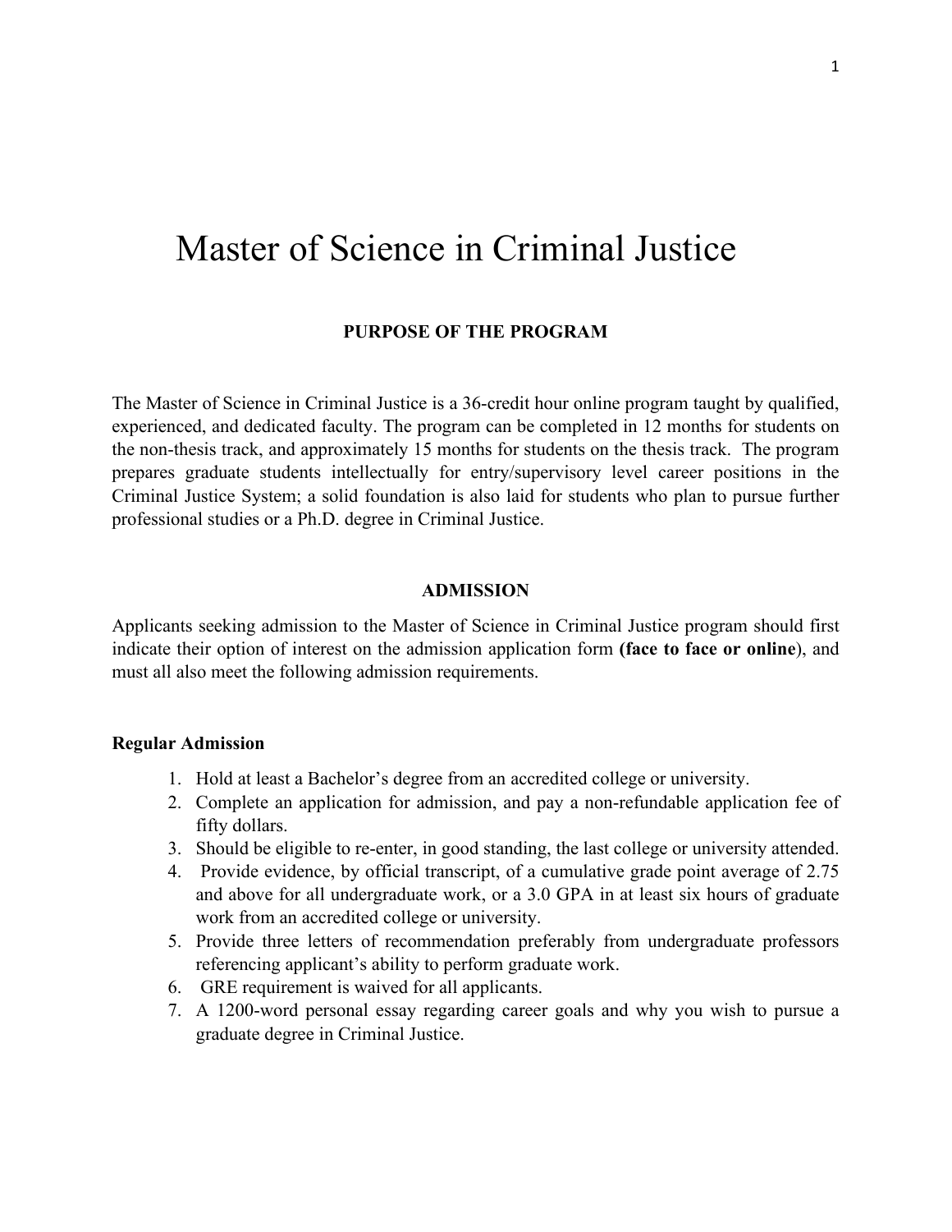# Master of Science in Criminal Justice

## PURPOSE OF THE PROGRAM

The Master of Science in Criminal Justice is a 36-credit hour online program taught by qualified, experienced, and dedicated faculty. The program can be completed in 12 months for students on the non-thesis track, and approximately 15 months for students on the thesis track. The program prepares graduate students intellectually for entry/supervisory level career positions in the Criminal Justice System; a solid foundation is also laid for students who plan to pursue further professional studies or a Ph.D. degree in Criminal Justice.

## ADMISSION

Applicants seeking admission to the Master of Science in Criminal Justice program should first indicate their option of interest on the admission application form **(face to face or online**), and must all also meet the following admission requirements.

### Regular Admission

1. Hold at least a Bachelor's degree from an accredited college or university.
2. Complete an application for admission, and pay a non-refundable application fee of fifty dollars.
3. Should be eligible to re-enter, in good standing, the last college or university attended.
4. Provide evidence, by official transcript, of a cumulative grade point average of 2.75 and above for all undergraduate work, or a 3.0 GPA in at least six hours of graduate work from an accredited college or university.
5. Provide three letters of recommendation preferably from undergraduate professors referencing applicant's ability to perform graduate work.
6. GRE requirement is waived for all applicants.
7. A 1200-word personal essay regarding career goals and why you wish to pursue a graduate degree in Criminal Justice.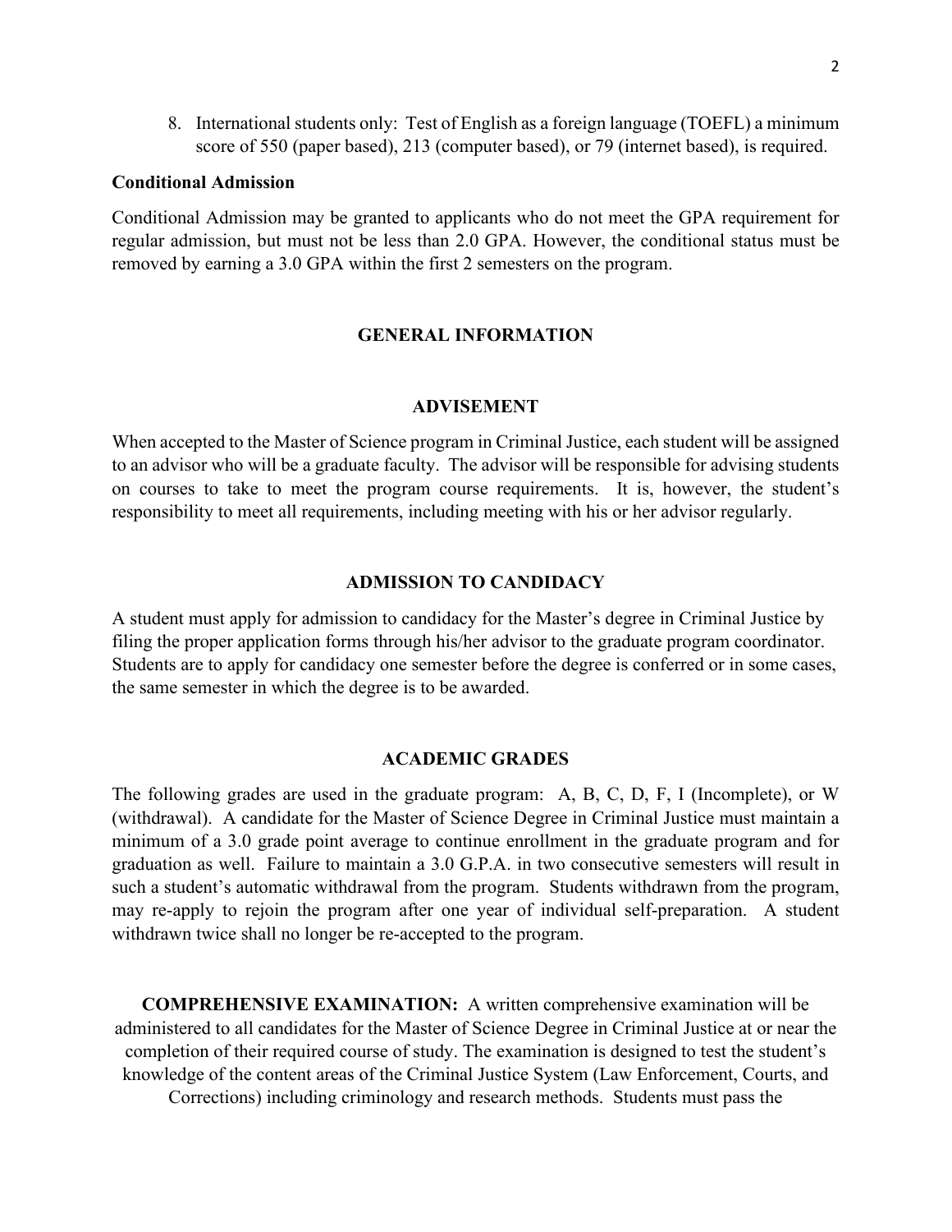8. International students only: Test of English as a foreign language (TOEFL) a minimum score of 550 (paper based), 213 (computer based), or 79 (internet based), is required.

**Conditional Admission**

Conditional Admission may be granted to applicants who do not meet the GPA requirement for regular admission, but must not be less than 2.0 GPA. However, the conditional status must be removed by earning a 3.0 GPA within the first 2 semesters on the program.

## GENERAL INFORMATION

### ADVISEMENT

When accepted to the Master of Science program in Criminal Justice, each student will be assigned to an advisor who will be a graduate faculty. The advisor will be responsible for advising students on courses to take to meet the program course requirements. It is, however, the student's responsibility to meet all requirements, including meeting with his or her advisor regularly.

### ADMISSION TO CANDIDACY

A student must apply for admission to candidacy for the Master's degree in Criminal Justice by filing the proper application forms through his/her advisor to the graduate program coordinator. Students are to apply for candidacy one semester before the degree is conferred or in some cases, the same semester in which the degree is to be awarded.

### ACADEMIC GRADES

The following grades are used in the graduate program: A, B, C, D, F, I (Incomplete), or W (withdrawal). A candidate for the Master of Science Degree in Criminal Justice must maintain a minimum of a 3.0 grade point average to continue enrollment in the graduate program and for graduation as well. Failure to maintain a 3.0 G.P.A. in two consecutive semesters will result in such a student's automatic withdrawal from the program. Students withdrawn from the program, may re-apply to rejoin the program after one year of individual self-preparation. A student withdrawn twice shall no longer be re-accepted to the program.

**COMPREHENSIVE EXAMINATION:** A written comprehensive examination will be administered to all candidates for the Master of Science Degree in Criminal Justice at or near the completion of their required course of study. The examination is designed to test the student's knowledge of the content areas of the Criminal Justice System (Law Enforcement, Courts, and Corrections) including criminology and research methods. Students must pass the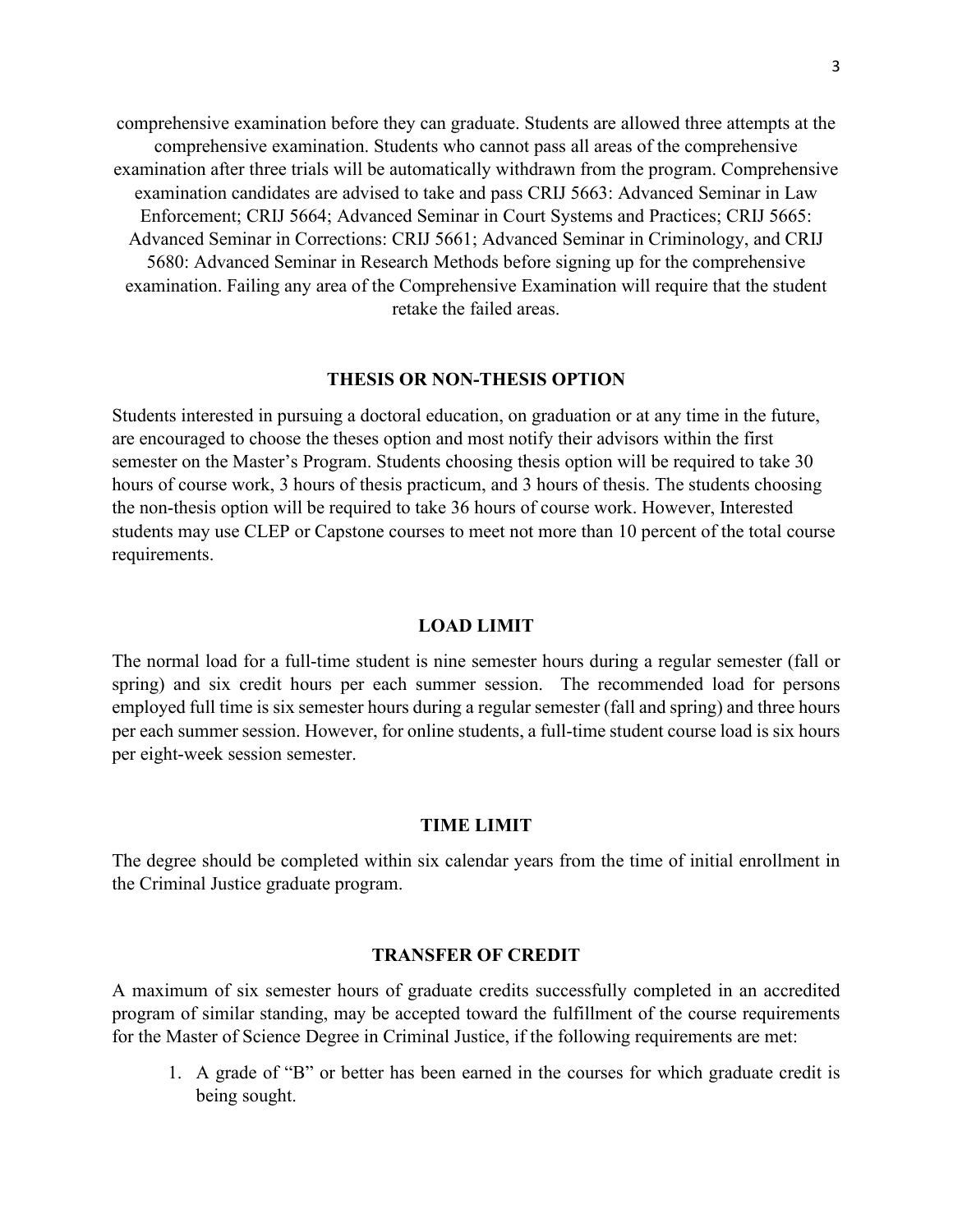comprehensive examination before they can graduate. Students are allowed three attempts at the comprehensive examination. Students who cannot pass all areas of the comprehensive examination after three trials will be automatically withdrawn from the program. Comprehensive examination candidates are advised to take and pass CRIJ 5663: Advanced Seminar in Law Enforcement; CRIJ 5664; Advanced Seminar in Court Systems and Practices; CRIJ 5665: Advanced Seminar in Corrections: CRIJ 5661; Advanced Seminar in Criminology, and CRIJ 5680: Advanced Seminar in Research Methods before signing up for the comprehensive examination. Failing any area of the Comprehensive Examination will require that the student retake the failed areas.

## THESIS OR NON-THESIS OPTION

Students interested in pursuing a doctoral education, on graduation or at any time in the future, are encouraged to choose the theses option and most notify their advisors within the first semester on the Master's Program. Students choosing thesis option will be required to take 30 hours of course work, 3 hours of thesis practicum, and 3 hours of thesis. The students choosing the non-thesis option will be required to take 36 hours of course work. However, Interested students may use CLEP or Capstone courses to meet not more than 10 percent of the total course requirements.

## LOAD LIMIT

The normal load for a full-time student is nine semester hours during a regular semester (fall or spring) and six credit hours per each summer session. The recommended load for persons employed full time is six semester hours during a regular semester (fall and spring) and three hours per each summer session. However, for online students, a full-time student course load is six hours per eight-week session semester.

## TIME LIMIT

The degree should be completed within six calendar years from the time of initial enrollment in the Criminal Justice graduate program.

## TRANSFER OF CREDIT

A maximum of six semester hours of graduate credits successfully completed in an accredited program of similar standing, may be accepted toward the fulfillment of the course requirements for the Master of Science Degree in Criminal Justice, if the following requirements are met:

1. A grade of "B" or better has been earned in the courses for which graduate credit is being sought.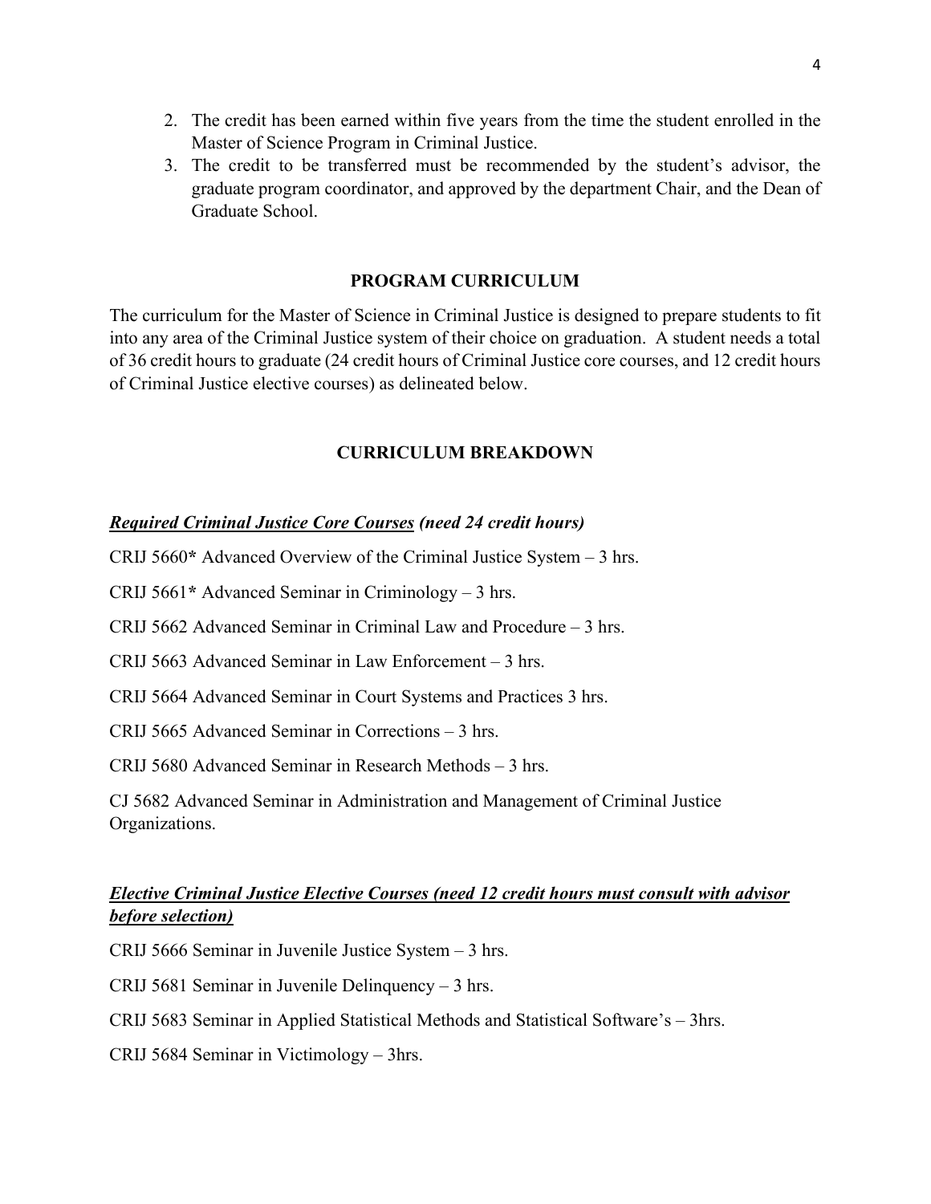2. The credit has been earned within five years from the time the student enrolled in the Master of Science Program in Criminal Justice.
3. The credit to be transferred must be recommended by the student's advisor, the graduate program coordinator, and approved by the department Chair, and the Dean of Graduate School.

## PROGRAM CURRICULUM

The curriculum for the Master of Science in Criminal Justice is designed to prepare students to fit into any area of the Criminal Justice system of their choice on graduation. A student needs a total of 36 credit hours to graduate (24 credit hours of Criminal Justice core courses, and 12 credit hours of Criminal Justice elective courses) as delineated below.

## CURRICULUM BREAKDOWN

***<u>Required Criminal Justice Core Courses</u>* (need 24 credit hours)**

CRIJ 5660**\*** Advanced Overview of the Criminal Justice System – 3 hrs.

CRIJ 5661**\*** Advanced Seminar in Criminology – 3 hrs.

CRIJ 5662 Advanced Seminar in Criminal Law and Procedure – 3 hrs.

CRIJ 5663 Advanced Seminar in Law Enforcement – 3 hrs.

CRIJ 5664 Advanced Seminar in Court Systems and Practices 3 hrs.

CRIJ 5665 Advanced Seminar in Corrections – 3 hrs.

CRIJ 5680 Advanced Seminar in Research Methods – 3 hrs.

CJ 5682 Advanced Seminar in Administration and Management of Criminal Justice Organizations.

***<u>Elective Criminal Justice Elective Courses (need 12 credit hours must consult with advisor before selection)</u>***

CRIJ 5666 Seminar in Juvenile Justice System – 3 hrs.

CRIJ 5681 Seminar in Juvenile Delinquency – 3 hrs.

CRIJ 5683 Seminar in Applied Statistical Methods and Statistical Software's – 3hrs.

CRIJ 5684 Seminar in Victimology – 3hrs.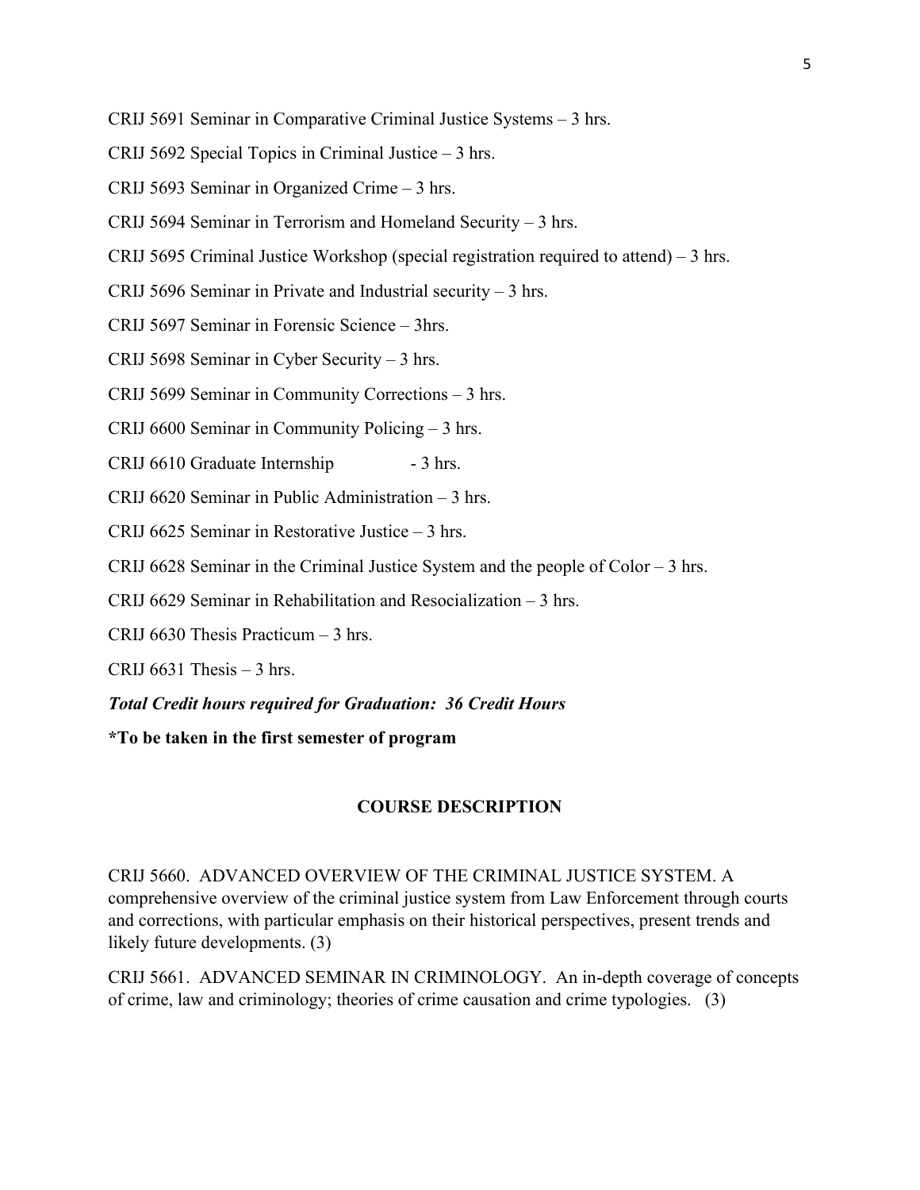CRIJ 5691 Seminar in Comparative Criminal Justice Systems – 3 hrs.

CRIJ 5692 Special Topics in Criminal Justice – 3 hrs.

CRIJ 5693 Seminar in Organized Crime – 3 hrs.

CRIJ 5694 Seminar in Terrorism and Homeland Security – 3 hrs.

CRIJ 5695 Criminal Justice Workshop (special registration required to attend) – 3 hrs.

CRIJ 5696 Seminar in Private and Industrial security – 3 hrs.

CRIJ 5697 Seminar in Forensic Science – 3hrs.

CRIJ 5698 Seminar in Cyber Security – 3 hrs.

CRIJ 5699 Seminar in Community Corrections – 3 hrs.

CRIJ 6600 Seminar in Community Policing – 3 hrs.

CRIJ 6610 Graduate Internship - 3 hrs.

CRIJ 6620 Seminar in Public Administration – 3 hrs.

CRIJ 6625 Seminar in Restorative Justice – 3 hrs.

CRIJ 6628 Seminar in the Criminal Justice System and the people of Color – 3 hrs.

CRIJ 6629 Seminar in Rehabilitation and Resocialization – 3 hrs.

CRIJ 6630 Thesis Practicum – 3 hrs.

CRIJ 6631 Thesis – 3 hrs.

***Total Credit hours required for Graduation: 36 Credit Hours***

**\*To be taken in the first semester of program**

## COURSE DESCRIPTION

CRIJ 5660. ADVANCED OVERVIEW OF THE CRIMINAL JUSTICE SYSTEM. A comprehensive overview of the criminal justice system from Law Enforcement through courts and corrections, with particular emphasis on their historical perspectives, present trends and likely future developments. (3)

CRIJ 5661. ADVANCED SEMINAR IN CRIMINOLOGY. An in-depth coverage of concepts of crime, law and criminology; theories of crime causation and crime typologies. (3)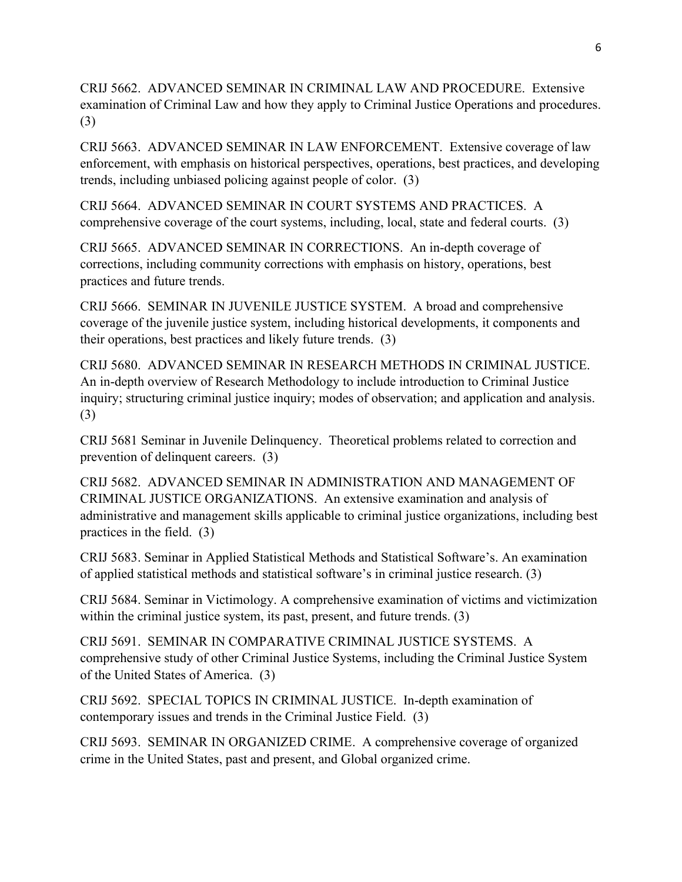CRIJ 5662. ADVANCED SEMINAR IN CRIMINAL LAW AND PROCEDURE. Extensive examination of Criminal Law and how they apply to Criminal Justice Operations and procedures. (3)

CRIJ 5663. ADVANCED SEMINAR IN LAW ENFORCEMENT. Extensive coverage of law enforcement, with emphasis on historical perspectives, operations, best practices, and developing trends, including unbiased policing against people of color. (3)

CRIJ 5664. ADVANCED SEMINAR IN COURT SYSTEMS AND PRACTICES. A comprehensive coverage of the court systems, including, local, state and federal courts. (3)

CRIJ 5665. ADVANCED SEMINAR IN CORRECTIONS. An in-depth coverage of corrections, including community corrections with emphasis on history, operations, best practices and future trends.

CRIJ 5666. SEMINAR IN JUVENILE JUSTICE SYSTEM. A broad and comprehensive coverage of the juvenile justice system, including historical developments, it components and their operations, best practices and likely future trends. (3)

CRIJ 5680. ADVANCED SEMINAR IN RESEARCH METHODS IN CRIMINAL JUSTICE. An in-depth overview of Research Methodology to include introduction to Criminal Justice inquiry; structuring criminal justice inquiry; modes of observation; and application and analysis. (3)

CRIJ 5681 Seminar in Juvenile Delinquency. Theoretical problems related to correction and prevention of delinquent careers. (3)

CRIJ 5682. ADVANCED SEMINAR IN ADMINISTRATION AND MANAGEMENT OF CRIMINAL JUSTICE ORGANIZATIONS. An extensive examination and analysis of administrative and management skills applicable to criminal justice organizations, including best practices in the field. (3)

CRIJ 5683. Seminar in Applied Statistical Methods and Statistical Software's. An examination of applied statistical methods and statistical software's in criminal justice research. (3)

CRIJ 5684. Seminar in Victimology. A comprehensive examination of victims and victimization within the criminal justice system, its past, present, and future trends. (3)

CRIJ 5691. SEMINAR IN COMPARATIVE CRIMINAL JUSTICE SYSTEMS. A comprehensive study of other Criminal Justice Systems, including the Criminal Justice System of the United States of America. (3)

CRIJ 5692. SPECIAL TOPICS IN CRIMINAL JUSTICE. In-depth examination of contemporary issues and trends in the Criminal Justice Field. (3)

CRIJ 5693. SEMINAR IN ORGANIZED CRIME. A comprehensive coverage of organized crime in the United States, past and present, and Global organized crime.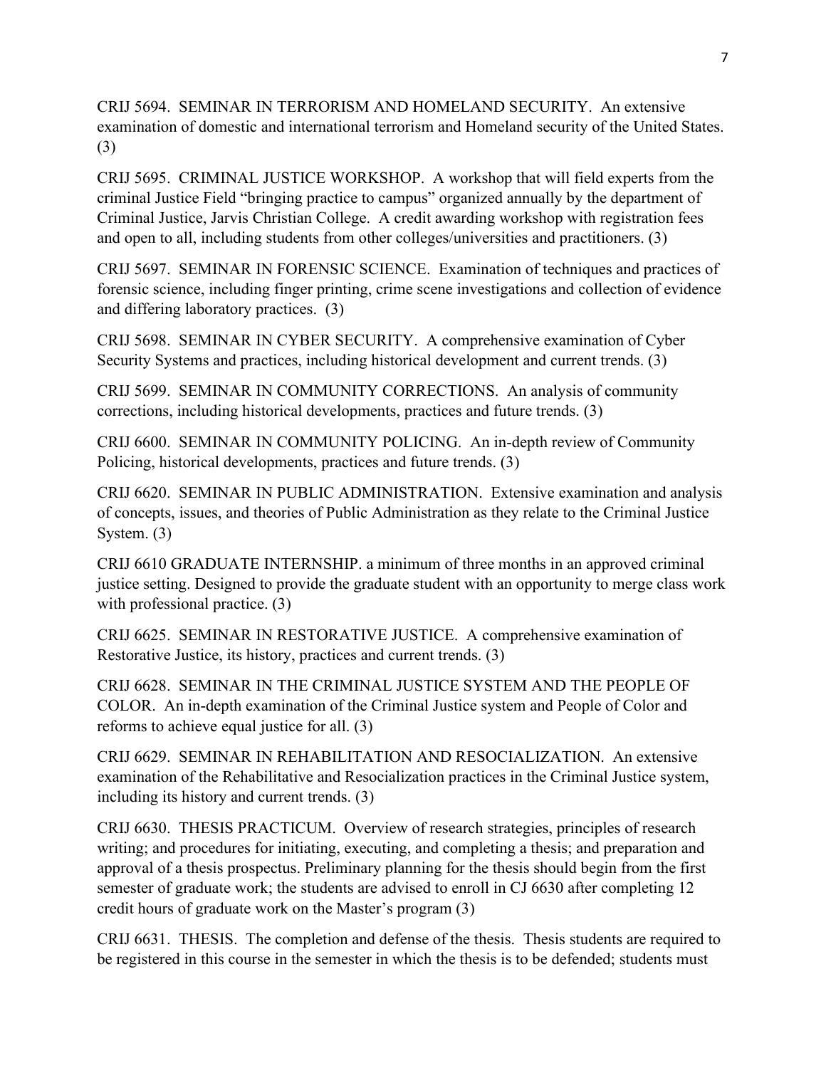CRIJ 5694. SEMINAR IN TERRORISM AND HOMELAND SECURITY. An extensive examination of domestic and international terrorism and Homeland security of the United States. (3)

CRIJ 5695. CRIMINAL JUSTICE WORKSHOP. A workshop that will field experts from the criminal Justice Field "bringing practice to campus" organized annually by the department of Criminal Justice, Jarvis Christian College. A credit awarding workshop with registration fees and open to all, including students from other colleges/universities and practitioners. (3)

CRIJ 5697. SEMINAR IN FORENSIC SCIENCE. Examination of techniques and practices of forensic science, including finger printing, crime scene investigations and collection of evidence and differing laboratory practices. (3)

CRIJ 5698. SEMINAR IN CYBER SECURITY. A comprehensive examination of Cyber Security Systems and practices, including historical development and current trends. (3)

CRIJ 5699. SEMINAR IN COMMUNITY CORRECTIONS. An analysis of community corrections, including historical developments, practices and future trends. (3)

CRIJ 6600. SEMINAR IN COMMUNITY POLICING. An in-depth review of Community Policing, historical developments, practices and future trends. (3)

CRIJ 6620. SEMINAR IN PUBLIC ADMINISTRATION. Extensive examination and analysis of concepts, issues, and theories of Public Administration as they relate to the Criminal Justice System. (3)

CRIJ 6610 GRADUATE INTERNSHIP. a minimum of three months in an approved criminal justice setting. Designed to provide the graduate student with an opportunity to merge class work with professional practice. (3)

CRIJ 6625. SEMINAR IN RESTORATIVE JUSTICE. A comprehensive examination of Restorative Justice, its history, practices and current trends. (3)

CRIJ 6628. SEMINAR IN THE CRIMINAL JUSTICE SYSTEM AND THE PEOPLE OF COLOR. An in-depth examination of the Criminal Justice system and People of Color and reforms to achieve equal justice for all. (3)

CRIJ 6629. SEMINAR IN REHABILITATION AND RESOCIALIZATION. An extensive examination of the Rehabilitative and Resocialization practices in the Criminal Justice system, including its history and current trends. (3)

CRIJ 6630. THESIS PRACTICUM. Overview of research strategies, principles of research writing; and procedures for initiating, executing, and completing a thesis; and preparation and approval of a thesis prospectus. Preliminary planning for the thesis should begin from the first semester of graduate work; the students are advised to enroll in CJ 6630 after completing 12 credit hours of graduate work on the Master's program (3)

CRIJ 6631. THESIS. The completion and defense of the thesis. Thesis students are required to be registered in this course in the semester in which the thesis is to be defended; students must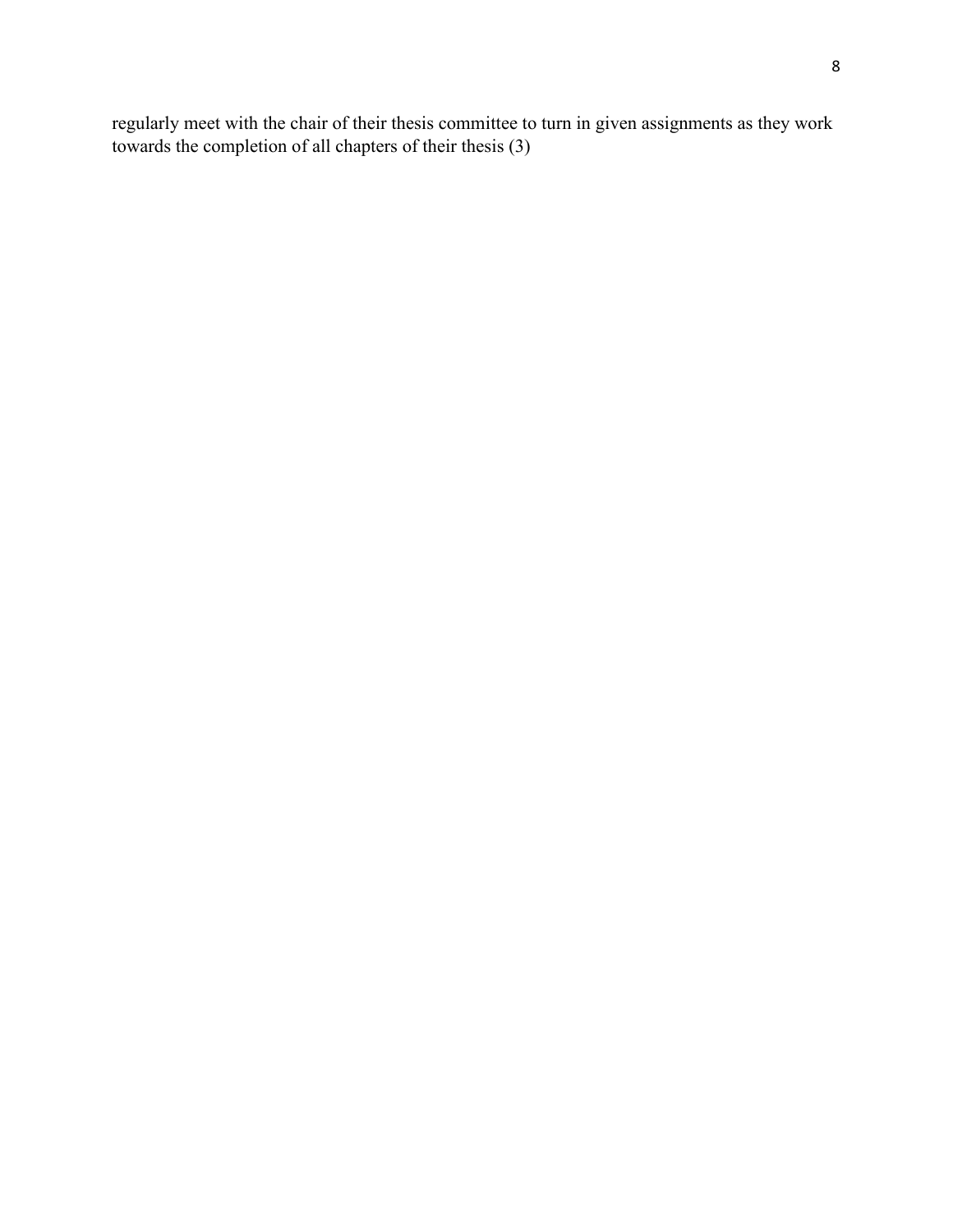regularly meet with the chair of their thesis committee to turn in given assignments as they work towards the completion of all chapters of their thesis (3)